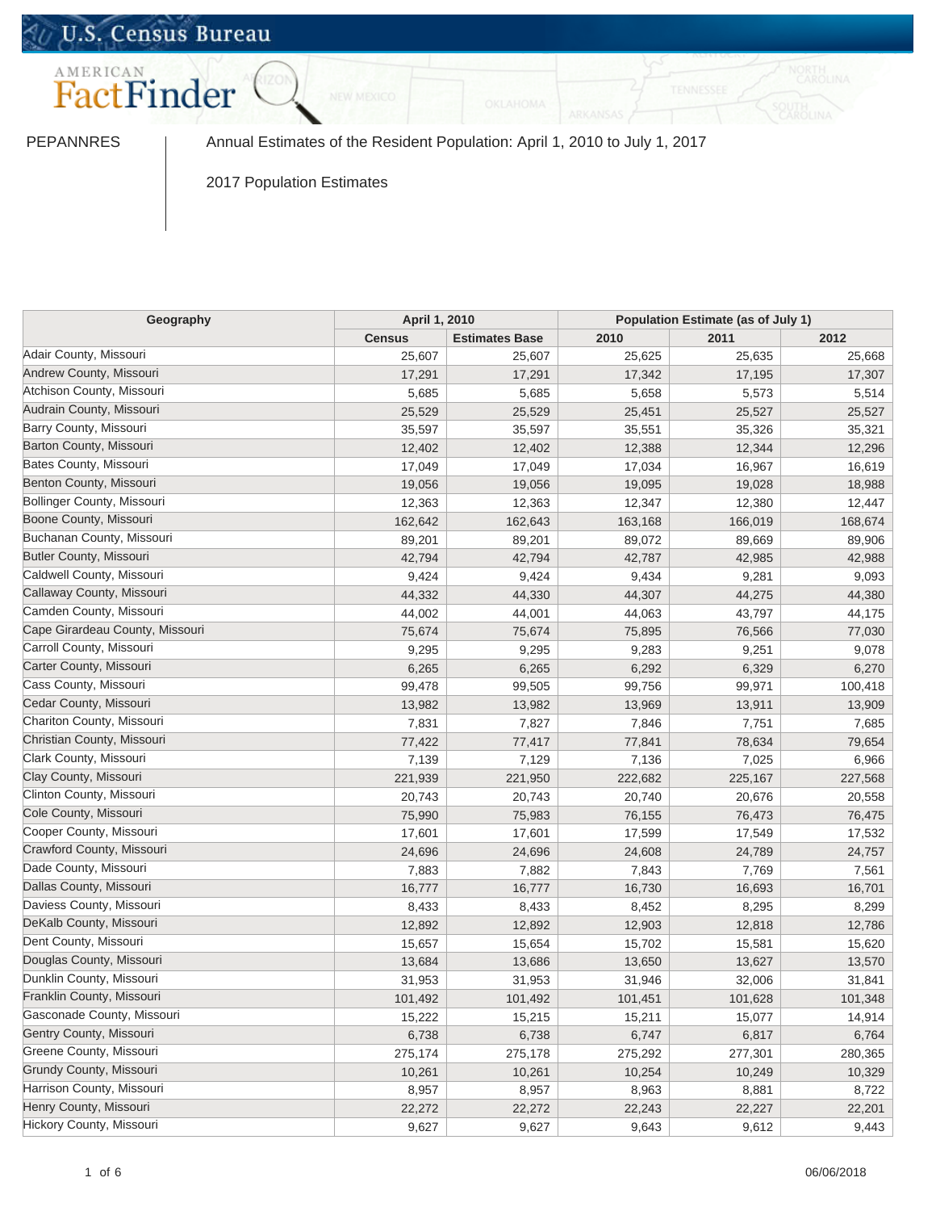U.S. Census Bureau

AMERICAN FactFinder

PEPANNRES | Annual Estimates of the Resident Population: April 1, 2010 to July 1, 2017

2017 Population Estimates

| Geography | April 1, 2010 | | Population Estimate (as of July 1) | | |
|---|---|---|---|---|---|
| | Census | Estimates Base | 2010 | 2011 | 2012 |
| Adair County, Missouri | 25,607 | 25,607 | 25,625 | 25,635 | 25,668 |
| Andrew County, Missouri | 17,291 | 17,291 | 17,342 | 17,195 | 17,307 |
| Atchison County, Missouri | 5,685 | 5,685 | 5,658 | 5,573 | 5,514 |
| Audrain County, Missouri | 25,529 | 25,529 | 25,451 | 25,527 | 25,527 |
| Barry County, Missouri | 35,597 | 35,597 | 35,551 | 35,326 | 35,321 |
| Barton County, Missouri | 12,402 | 12,402 | 12,388 | 12,344 | 12,296 |
| Bates County, Missouri | 17,049 | 17,049 | 17,034 | 16,967 | 16,619 |
| Benton County, Missouri | 19,056 | 19,056 | 19,095 | 19,028 | 18,988 |
| Bollinger County, Missouri | 12,363 | 12,363 | 12,347 | 12,380 | 12,447 |
| Boone County, Missouri | 162,642 | 162,643 | 163,168 | 166,019 | 168,674 |
| Buchanan County, Missouri | 89,201 | 89,201 | 89,072 | 89,669 | 89,906 |
| Butler County, Missouri | 42,794 | 42,794 | 42,787 | 42,985 | 42,988 |
| Caldwell County, Missouri | 9,424 | 9,424 | 9,434 | 9,281 | 9,093 |
| Callaway County, Missouri | 44,332 | 44,330 | 44,307 | 44,275 | 44,380 |
| Camden County, Missouri | 44,002 | 44,001 | 44,063 | 43,797 | 44,175 |
| Cape Girardeau County, Missouri | 75,674 | 75,674 | 75,895 | 76,566 | 77,030 |
| Carroll County, Missouri | 9,295 | 9,295 | 9,283 | 9,251 | 9,078 |
| Carter County, Missouri | 6,265 | 6,265 | 6,292 | 6,329 | 6,270 |
| Cass County, Missouri | 99,478 | 99,505 | 99,756 | 99,971 | 100,418 |
| Cedar County, Missouri | 13,982 | 13,982 | 13,969 | 13,911 | 13,909 |
| Chariton County, Missouri | 7,831 | 7,827 | 7,846 | 7,751 | 7,685 |
| Christian County, Missouri | 77,422 | 77,417 | 77,841 | 78,634 | 79,654 |
| Clark County, Missouri | 7,139 | 7,129 | 7,136 | 7,025 | 6,966 |
| Clay County, Missouri | 221,939 | 221,950 | 222,682 | 225,167 | 227,568 |
| Clinton County, Missouri | 20,743 | 20,743 | 20,740 | 20,676 | 20,558 |
| Cole County, Missouri | 75,990 | 75,983 | 76,155 | 76,473 | 76,475 |
| Cooper County, Missouri | 17,601 | 17,601 | 17,599 | 17,549 | 17,532 |
| Crawford County, Missouri | 24,696 | 24,696 | 24,608 | 24,789 | 24,757 |
| Dade County, Missouri | 7,883 | 7,882 | 7,843 | 7,769 | 7,561 |
| Dallas County, Missouri | 16,777 | 16,777 | 16,730 | 16,693 | 16,701 |
| Daviess County, Missouri | 8,433 | 8,433 | 8,452 | 8,295 | 8,299 |
| DeKalb County, Missouri | 12,892 | 12,892 | 12,903 | 12,818 | 12,786 |
| Dent County, Missouri | 15,657 | 15,654 | 15,702 | 15,581 | 15,620 |
| Douglas County, Missouri | 13,684 | 13,686 | 13,650 | 13,627 | 13,570 |
| Dunklin County, Missouri | 31,953 | 31,953 | 31,946 | 32,006 | 31,841 |
| Franklin County, Missouri | 101,492 | 101,492 | 101,451 | 101,628 | 101,348 |
| Gasconade County, Missouri | 15,222 | 15,215 | 15,211 | 15,077 | 14,914 |
| Gentry County, Missouri | 6,738 | 6,738 | 6,747 | 6,817 | 6,764 |
| Greene County, Missouri | 275,174 | 275,178 | 275,292 | 277,301 | 280,365 |
| Grundy County, Missouri | 10,261 | 10,261 | 10,254 | 10,249 | 10,329 |
| Harrison County, Missouri | 8,957 | 8,957 | 8,963 | 8,881 | 8,722 |
| Henry County, Missouri | 22,272 | 22,272 | 22,243 | 22,227 | 22,201 |
| Hickory County, Missouri | 9,627 | 9,627 | 9,643 | 9,612 | 9,443 |

06/06/2018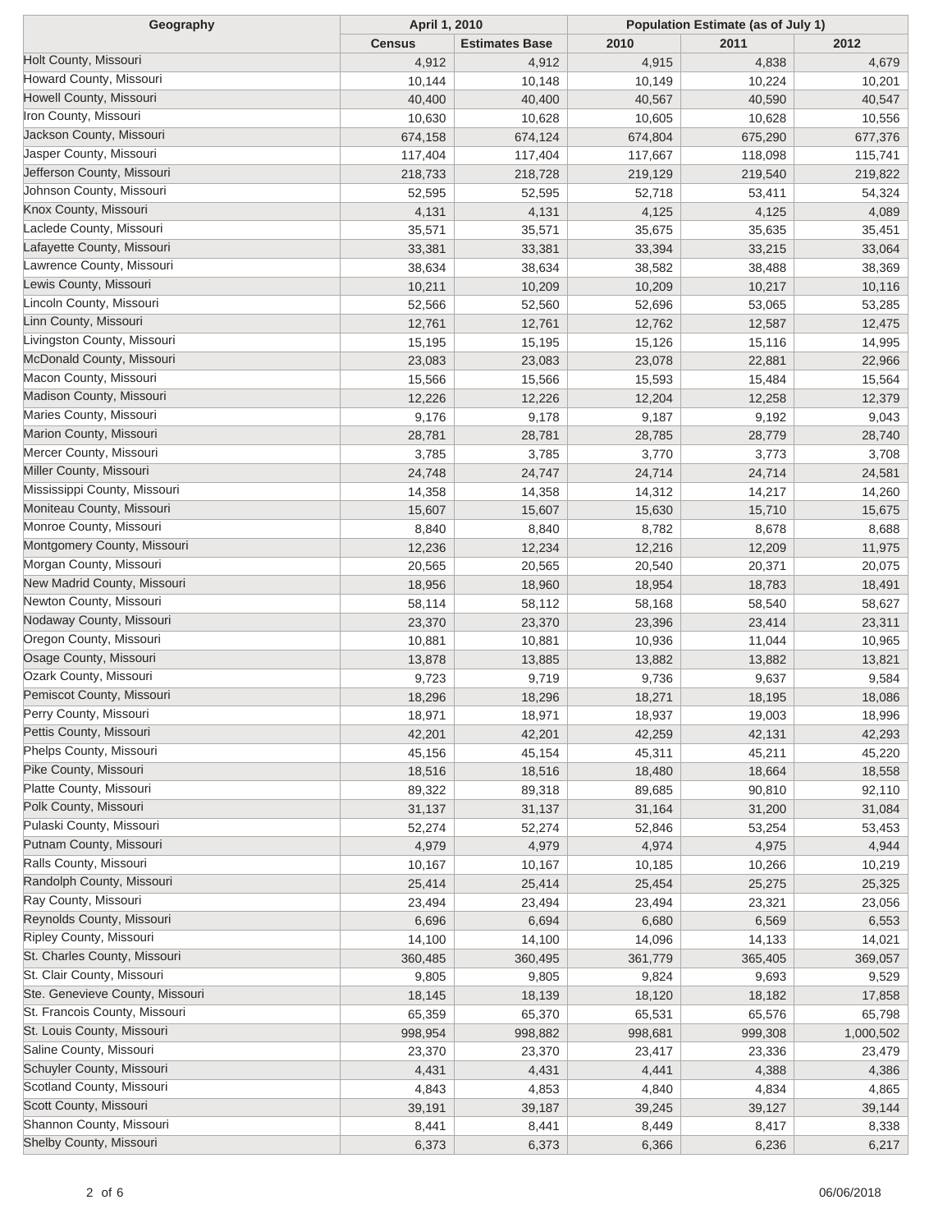| Geography | April 1, 2010 | | Population Estimate (as of July 1) | | |
|---|---|---|---|---|---|
| | Census | Estimates Base | 2010 | 2011 | 2012 |
| Holt County, Missouri | 4,912 | 4,912 | 4,915 | 4,838 | 4,679 |
| Howard County, Missouri | 10,144 | 10,148 | 10,149 | 10,224 | 10,201 |
| Howell County, Missouri | 40,400 | 40,400 | 40,567 | 40,590 | 40,547 |
| Iron County, Missouri | 10,630 | 10,628 | 10,605 | 10,628 | 10,556 |
| Jackson County, Missouri | 674,158 | 674,124 | 674,804 | 675,290 | 677,376 |
| Jasper County, Missouri | 117,404 | 117,404 | 117,667 | 118,098 | 115,741 |
| Jefferson County, Missouri | 218,733 | 218,728 | 219,129 | 219,540 | 219,822 |
| Johnson County, Missouri | 52,595 | 52,595 | 52,718 | 53,411 | 54,324 |
| Knox County, Missouri | 4,131 | 4,131 | 4,125 | 4,125 | 4,089 |
| Laclede County, Missouri | 35,571 | 35,571 | 35,675 | 35,635 | 35,451 |
| Lafayette County, Missouri | 33,381 | 33,381 | 33,394 | 33,215 | 33,064 |
| Lawrence County, Missouri | 38,634 | 38,634 | 38,582 | 38,488 | 38,369 |
| Lewis County, Missouri | 10,211 | 10,209 | 10,209 | 10,217 | 10,116 |
| Lincoln County, Missouri | 52,566 | 52,560 | 52,696 | 53,065 | 53,285 |
| Linn County, Missouri | 12,761 | 12,761 | 12,762 | 12,587 | 12,475 |
| Livingston County, Missouri | 15,195 | 15,195 | 15,126 | 15,116 | 14,995 |
| McDonald County, Missouri | 23,083 | 23,083 | 23,078 | 22,881 | 22,966 |
| Macon County, Missouri | 15,566 | 15,566 | 15,593 | 15,484 | 15,564 |
| Madison County, Missouri | 12,226 | 12,226 | 12,204 | 12,258 | 12,379 |
| Maries County, Missouri | 9,176 | 9,178 | 9,187 | 9,192 | 9,043 |
| Marion County, Missouri | 28,781 | 28,781 | 28,785 | 28,779 | 28,740 |
| Mercer County, Missouri | 3,785 | 3,785 | 3,770 | 3,773 | 3,708 |
| Miller County, Missouri | 24,748 | 24,747 | 24,714 | 24,714 | 24,581 |
| Mississippi County, Missouri | 14,358 | 14,358 | 14,312 | 14,217 | 14,260 |
| Moniteau County, Missouri | 15,607 | 15,607 | 15,630 | 15,710 | 15,675 |
| Monroe County, Missouri | 8,840 | 8,840 | 8,782 | 8,678 | 8,688 |
| Montgomery County, Missouri | 12,236 | 12,234 | 12,216 | 12,209 | 11,975 |
| Morgan County, Missouri | 20,565 | 20,565 | 20,540 | 20,371 | 20,075 |
| New Madrid County, Missouri | 18,956 | 18,960 | 18,954 | 18,783 | 18,491 |
| Newton County, Missouri | 58,114 | 58,112 | 58,168 | 58,540 | 58,627 |
| Nodaway County, Missouri | 23,370 | 23,370 | 23,396 | 23,414 | 23,311 |
| Oregon County, Missouri | 10,881 | 10,881 | 10,936 | 11,044 | 10,965 |
| Osage County, Missouri | 13,878 | 13,885 | 13,882 | 13,882 | 13,821 |
| Ozark County, Missouri | 9,723 | 9,719 | 9,736 | 9,637 | 9,584 |
| Pemiscot County, Missouri | 18,296 | 18,296 | 18,271 | 18,195 | 18,086 |
| Perry County, Missouri | 18,971 | 18,971 | 18,937 | 19,003 | 18,996 |
| Pettis County, Missouri | 42,201 | 42,201 | 42,259 | 42,131 | 42,293 |
| Phelps County, Missouri | 45,156 | 45,154 | 45,311 | 45,211 | 45,220 |
| Pike County, Missouri | 18,516 | 18,516 | 18,480 | 18,664 | 18,558 |
| Platte County, Missouri | 89,322 | 89,318 | 89,685 | 90,810 | 92,110 |
| Polk County, Missouri | 31,137 | 31,137 | 31,164 | 31,200 | 31,084 |
| Pulaski County, Missouri | 52,274 | 52,274 | 52,846 | 53,254 | 53,453 |
| Putnam County, Missouri | 4,979 | 4,979 | 4,974 | 4,975 | 4,944 |
| Ralls County, Missouri | 10,167 | 10,167 | 10,185 | 10,266 | 10,219 |
| Randolph County, Missouri | 25,414 | 25,414 | 25,454 | 25,275 | 25,325 |
| Ray County, Missouri | 23,494 | 23,494 | 23,494 | 23,321 | 23,056 |
| Reynolds County, Missouri | 6,696 | 6,694 | 6,680 | 6,569 | 6,553 |
| Ripley County, Missouri | 14,100 | 14,100 | 14,096 | 14,133 | 14,021 |
| St. Charles County, Missouri | 360,485 | 360,495 | 361,779 | 365,405 | 369,057 |
| St. Clair County, Missouri | 9,805 | 9,805 | 9,824 | 9,693 | 9,529 |
| Ste. Genevieve County, Missouri | 18,145 | 18,139 | 18,120 | 18,182 | 17,858 |
| St. Francois County, Missouri | 65,359 | 65,370 | 65,531 | 65,576 | 65,798 |
| St. Louis County, Missouri | 998,954 | 998,882 | 998,681 | 999,308 | 1,000,502 |
| Saline County, Missouri | 23,370 | 23,370 | 23,417 | 23,336 | 23,479 |
| Schuyler County, Missouri | 4,431 | 4,431 | 4,441 | 4,388 | 4,386 |
| Scotland County, Missouri | 4,843 | 4,853 | 4,840 | 4,834 | 4,865 |
| Scott County, Missouri | 39,191 | 39,187 | 39,245 | 39,127 | 39,144 |
| Shannon County, Missouri | 8,441 | 8,441 | 8,449 | 8,417 | 8,338 |
| Shelby County, Missouri | 6,373 | 6,373 | 6,366 | 6,236 | 6,217 |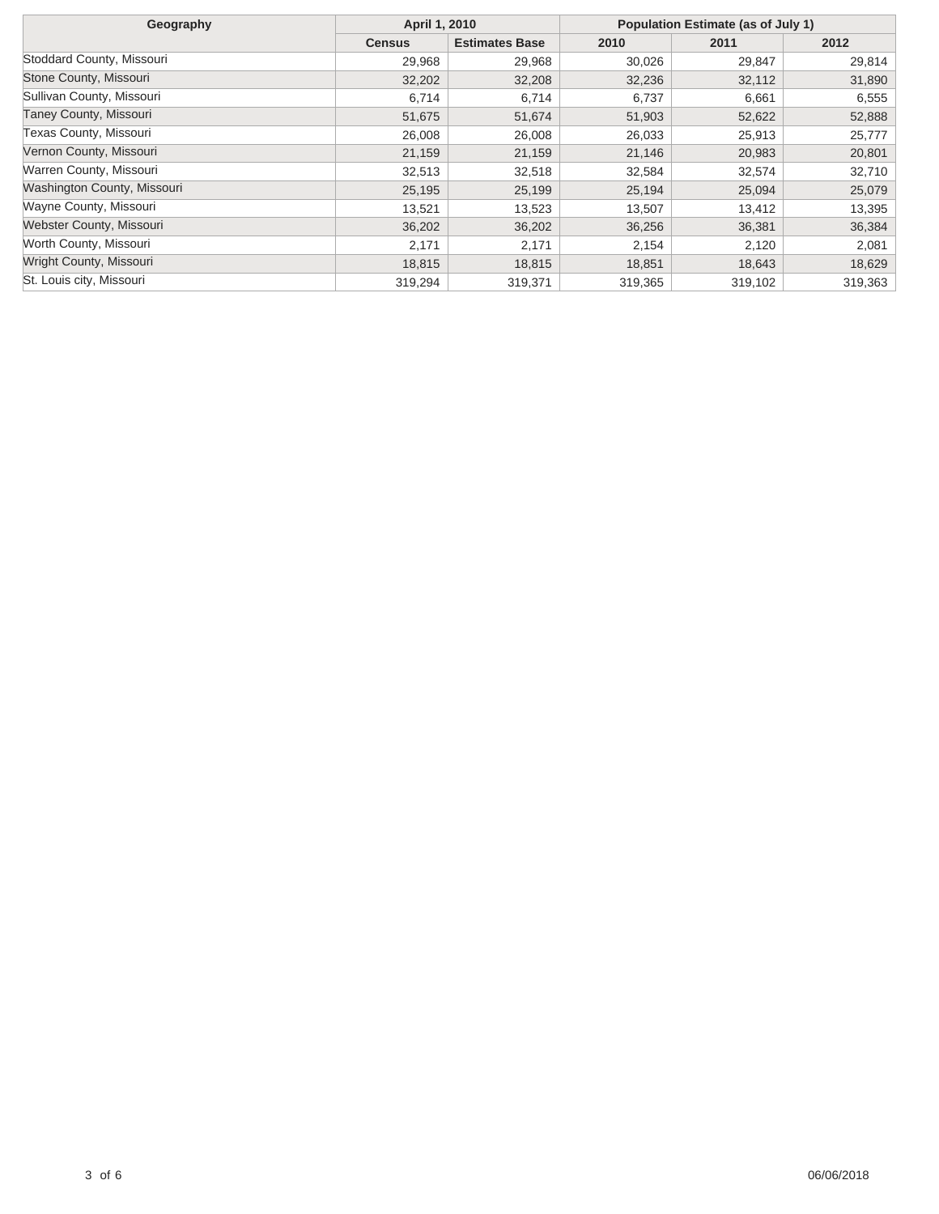| Geography | April 1, 2010 | | Population Estimate (as of July 1) | | |
|---|---|---|---|---|---|
| | Census | Estimates Base | 2010 | 2011 | 2012 |
| Stoddard County, Missouri | 29,968 | 29,968 | 30,026 | 29,847 | 29,814 |
| Stone County, Missouri | 32,202 | 32,208 | 32,236 | 32,112 | 31,890 |
| Sullivan County, Missouri | 6,714 | 6,714 | 6,737 | 6,661 | 6,555 |
| Taney County, Missouri | 51,675 | 51,674 | 51,903 | 52,622 | 52,888 |
| Texas County, Missouri | 26,008 | 26,008 | 26,033 | 25,913 | 25,777 |
| Vernon County, Missouri | 21,159 | 21,159 | 21,146 | 20,983 | 20,801 |
| Warren County, Missouri | 32,513 | 32,518 | 32,584 | 32,574 | 32,710 |
| Washington County, Missouri | 25,195 | 25,199 | 25,194 | 25,094 | 25,079 |
| Wayne County, Missouri | 13,521 | 13,523 | 13,507 | 13,412 | 13,395 |
| Webster County, Missouri | 36,202 | 36,202 | 36,256 | 36,381 | 36,384 |
| Worth County, Missouri | 2,171 | 2,171 | 2,154 | 2,120 | 2,081 |
| Wright County, Missouri | 18,815 | 18,815 | 18,851 | 18,643 | 18,629 |
| St. Louis city, Missouri | 319,294 | 319,371 | 319,365 | 319,102 | 319,363 |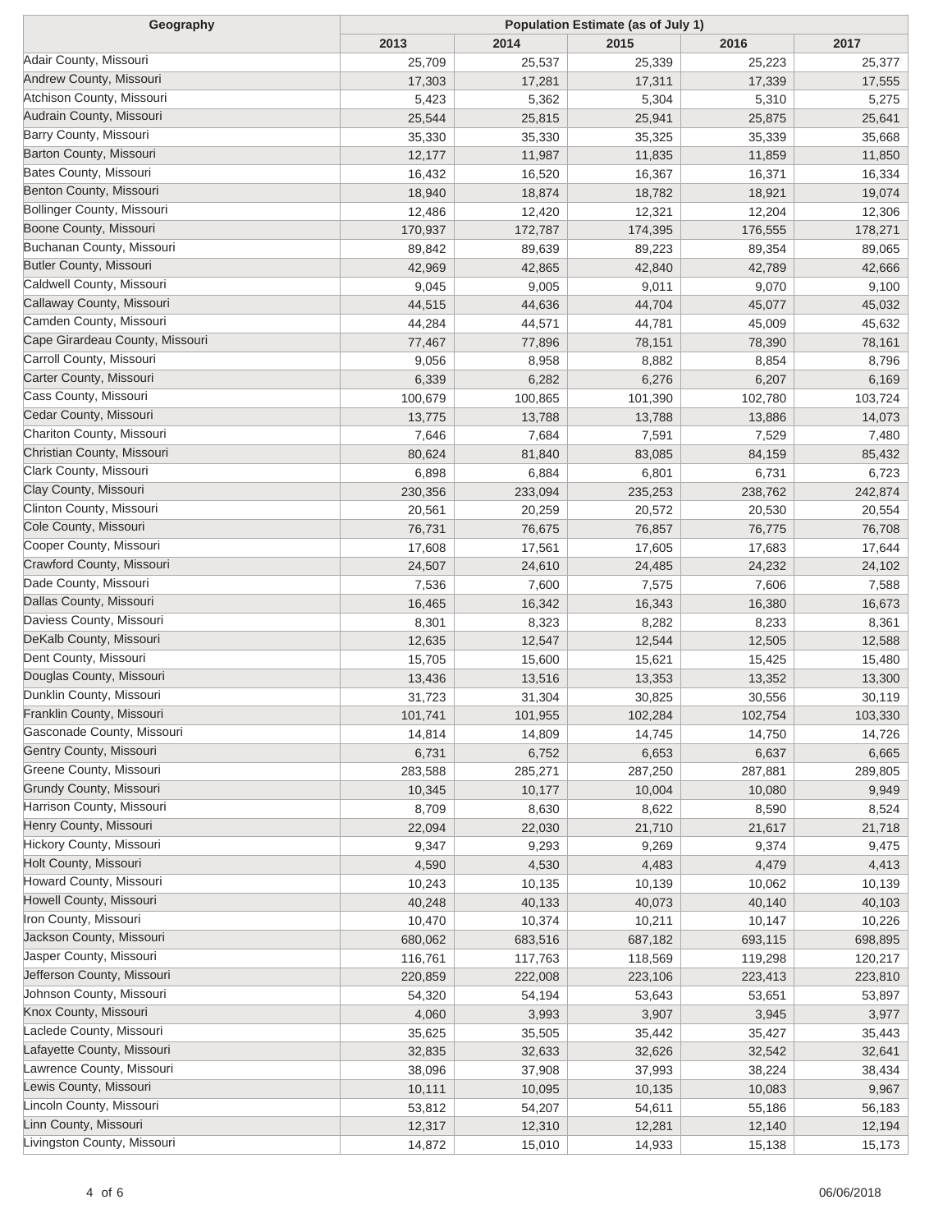| Geography | Population Estimate (as of July 1) | | | | |
|---|---|---|---|---|---|
| | 2013 | 2014 | 2015 | 2016 | 2017 |
| Adair County, Missouri | 25,709 | 25,537 | 25,339 | 25,223 | 25,377 |
| Andrew County, Missouri | 17,303 | 17,281 | 17,311 | 17,339 | 17,555 |
| Atchison County, Missouri | 5,423 | 5,362 | 5,304 | 5,310 | 5,275 |
| Audrain County, Missouri | 25,544 | 25,815 | 25,941 | 25,875 | 25,641 |
| Barry County, Missouri | 35,330 | 35,330 | 35,325 | 35,339 | 35,668 |
| Barton County, Missouri | 12,177 | 11,987 | 11,835 | 11,859 | 11,850 |
| Bates County, Missouri | 16,432 | 16,520 | 16,367 | 16,371 | 16,334 |
| Benton County, Missouri | 18,940 | 18,874 | 18,782 | 18,921 | 19,074 |
| Bollinger County, Missouri | 12,486 | 12,420 | 12,321 | 12,204 | 12,306 |
| Boone County, Missouri | 170,937 | 172,787 | 174,395 | 176,555 | 178,271 |
| Buchanan County, Missouri | 89,842 | 89,639 | 89,223 | 89,354 | 89,065 |
| Butler County, Missouri | 42,969 | 42,865 | 42,840 | 42,789 | 42,666 |
| Caldwell County, Missouri | 9,045 | 9,005 | 9,011 | 9,070 | 9,100 |
| Callaway County, Missouri | 44,515 | 44,636 | 44,704 | 45,077 | 45,032 |
| Camden County, Missouri | 44,284 | 44,571 | 44,781 | 45,009 | 45,632 |
| Cape Girardeau County, Missouri | 77,467 | 77,896 | 78,151 | 78,390 | 78,161 |
| Carroll County, Missouri | 9,056 | 8,958 | 8,882 | 8,854 | 8,796 |
| Carter County, Missouri | 6,339 | 6,282 | 6,276 | 6,207 | 6,169 |
| Cass County, Missouri | 100,679 | 100,865 | 101,390 | 102,780 | 103,724 |
| Cedar County, Missouri | 13,775 | 13,788 | 13,788 | 13,886 | 14,073 |
| Chariton County, Missouri | 7,646 | 7,684 | 7,591 | 7,529 | 7,480 |
| Christian County, Missouri | 80,624 | 81,840 | 83,085 | 84,159 | 85,432 |
| Clark County, Missouri | 6,898 | 6,884 | 6,801 | 6,731 | 6,723 |
| Clay County, Missouri | 230,356 | 233,094 | 235,253 | 238,762 | 242,874 |
| Clinton County, Missouri | 20,561 | 20,259 | 20,572 | 20,530 | 20,554 |
| Cole County, Missouri | 76,731 | 76,675 | 76,857 | 76,775 | 76,708 |
| Cooper County, Missouri | 17,608 | 17,561 | 17,605 | 17,683 | 17,644 |
| Crawford County, Missouri | 24,507 | 24,610 | 24,485 | 24,232 | 24,102 |
| Dade County, Missouri | 7,536 | 7,600 | 7,575 | 7,606 | 7,588 |
| Dallas County, Missouri | 16,465 | 16,342 | 16,343 | 16,380 | 16,673 |
| Daviess County, Missouri | 8,301 | 8,323 | 8,282 | 8,233 | 8,361 |
| DeKalb County, Missouri | 12,635 | 12,547 | 12,544 | 12,505 | 12,588 |
| Dent County, Missouri | 15,705 | 15,600 | 15,621 | 15,425 | 15,480 |
| Douglas County, Missouri | 13,436 | 13,516 | 13,353 | 13,352 | 13,300 |
| Dunklin County, Missouri | 31,723 | 31,304 | 30,825 | 30,556 | 30,119 |
| Franklin County, Missouri | 101,741 | 101,955 | 102,284 | 102,754 | 103,330 |
| Gasconade County, Missouri | 14,814 | 14,809 | 14,745 | 14,750 | 14,726 |
| Gentry County, Missouri | 6,731 | 6,752 | 6,653 | 6,637 | 6,665 |
| Greene County, Missouri | 283,588 | 285,271 | 287,250 | 287,881 | 289,805 |
| Grundy County, Missouri | 10,345 | 10,177 | 10,004 | 10,080 | 9,949 |
| Harrison County, Missouri | 8,709 | 8,630 | 8,622 | 8,590 | 8,524 |
| Henry County, Missouri | 22,094 | 22,030 | 21,710 | 21,617 | 21,718 |
| Hickory County, Missouri | 9,347 | 9,293 | 9,269 | 9,374 | 9,475 |
| Holt County, Missouri | 4,590 | 4,530 | 4,483 | 4,479 | 4,413 |
| Howard County, Missouri | 10,243 | 10,135 | 10,139 | 10,062 | 10,139 |
| Howell County, Missouri | 40,248 | 40,133 | 40,073 | 40,140 | 40,103 |
| Iron County, Missouri | 10,470 | 10,374 | 10,211 | 10,147 | 10,226 |
| Jackson County, Missouri | 680,062 | 683,516 | 687,182 | 693,115 | 698,895 |
| Jasper County, Missouri | 116,761 | 117,763 | 118,569 | 119,298 | 120,217 |
| Jefferson County, Missouri | 220,859 | 222,008 | 223,106 | 223,413 | 223,810 |
| Johnson County, Missouri | 54,320 | 54,194 | 53,643 | 53,651 | 53,897 |
| Knox County, Missouri | 4,060 | 3,993 | 3,907 | 3,945 | 3,977 |
| Laclede County, Missouri | 35,625 | 35,505 | 35,442 | 35,427 | 35,443 |
| Lafayette County, Missouri | 32,835 | 32,633 | 32,626 | 32,542 | 32,641 |
| Lawrence County, Missouri | 38,096 | 37,908 | 37,993 | 38,224 | 38,434 |
| Lewis County, Missouri | 10,111 | 10,095 | 10,135 | 10,083 | 9,967 |
| Lincoln County, Missouri | 53,812 | 54,207 | 54,611 | 55,186 | 56,183 |
| Linn County, Missouri | 12,317 | 12,310 | 12,281 | 12,140 | 12,194 |
| Livingston County, Missouri | 14,872 | 15,010 | 14,933 | 15,138 | 15,173 |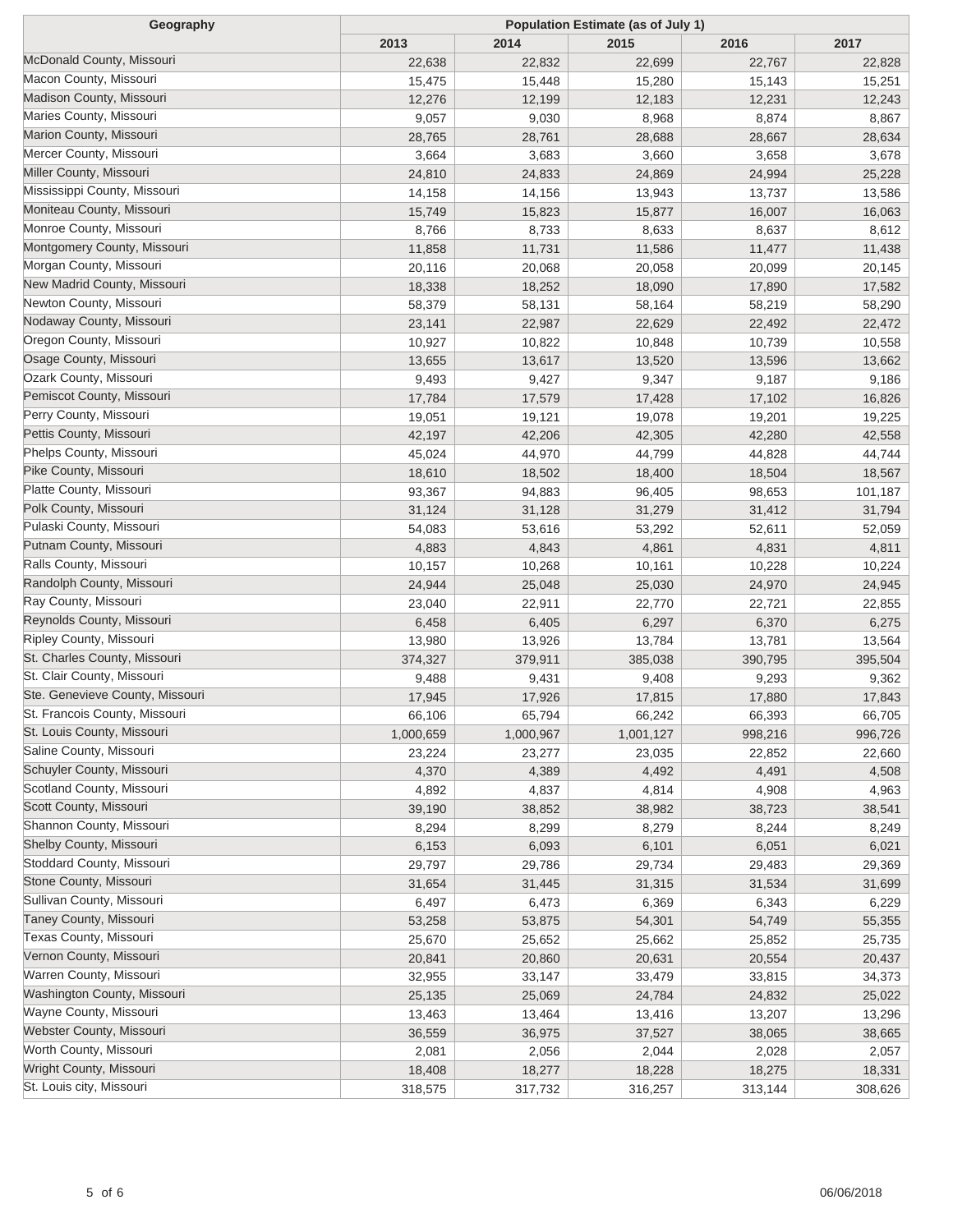| Geography | Population Estimate (as of July 1) | | | | |
|---|---|---|---|---|---|
| | 2013 | 2014 | 2015 | 2016 | 2017 |
| McDonald County, Missouri | 22,638 | 22,832 | 22,699 | 22,767 | 22,828 |
| Macon County, Missouri | 15,475 | 15,448 | 15,280 | 15,143 | 15,251 |
| Madison County, Missouri | 12,276 | 12,199 | 12,183 | 12,231 | 12,243 |
| Maries County, Missouri | 9,057 | 9,030 | 8,968 | 8,874 | 8,867 |
| Marion County, Missouri | 28,765 | 28,761 | 28,688 | 28,667 | 28,634 |
| Mercer County, Missouri | 3,664 | 3,683 | 3,660 | 3,658 | 3,678 |
| Miller County, Missouri | 24,810 | 24,833 | 24,869 | 24,994 | 25,228 |
| Mississippi County, Missouri | 14,158 | 14,156 | 13,943 | 13,737 | 13,586 |
| Moniteau County, Missouri | 15,749 | 15,823 | 15,877 | 16,007 | 16,063 |
| Monroe County, Missouri | 8,766 | 8,733 | 8,633 | 8,637 | 8,612 |
| Montgomery County, Missouri | 11,858 | 11,731 | 11,586 | 11,477 | 11,438 |
| Morgan County, Missouri | 20,116 | 20,068 | 20,058 | 20,099 | 20,145 |
| New Madrid County, Missouri | 18,338 | 18,252 | 18,090 | 17,890 | 17,582 |
| Newton County, Missouri | 58,379 | 58,131 | 58,164 | 58,219 | 58,290 |
| Nodaway County, Missouri | 23,141 | 22,987 | 22,629 | 22,492 | 22,472 |
| Oregon County, Missouri | 10,927 | 10,822 | 10,848 | 10,739 | 10,558 |
| Osage County, Missouri | 13,655 | 13,617 | 13,520 | 13,596 | 13,662 |
| Ozark County, Missouri | 9,493 | 9,427 | 9,347 | 9,187 | 9,186 |
| Pemiscot County, Missouri | 17,784 | 17,579 | 17,428 | 17,102 | 16,826 |
| Perry County, Missouri | 19,051 | 19,121 | 19,078 | 19,201 | 19,225 |
| Pettis County, Missouri | 42,197 | 42,206 | 42,305 | 42,280 | 42,558 |
| Phelps County, Missouri | 45,024 | 44,970 | 44,799 | 44,828 | 44,744 |
| Pike County, Missouri | 18,610 | 18,502 | 18,400 | 18,504 | 18,567 |
| Platte County, Missouri | 93,367 | 94,883 | 96,405 | 98,653 | 101,187 |
| Polk County, Missouri | 31,124 | 31,128 | 31,279 | 31,412 | 31,794 |
| Pulaski County, Missouri | 54,083 | 53,616 | 53,292 | 52,611 | 52,059 |
| Putnam County, Missouri | 4,883 | 4,843 | 4,861 | 4,831 | 4,811 |
| Ralls County, Missouri | 10,157 | 10,268 | 10,161 | 10,228 | 10,224 |
| Randolph County, Missouri | 24,944 | 25,048 | 25,030 | 24,970 | 24,945 |
| Ray County, Missouri | 23,040 | 22,911 | 22,770 | 22,721 | 22,855 |
| Reynolds County, Missouri | 6,458 | 6,405 | 6,297 | 6,370 | 6,275 |
| Ripley County, Missouri | 13,980 | 13,926 | 13,784 | 13,781 | 13,564 |
| St. Charles County, Missouri | 374,327 | 379,911 | 385,038 | 390,795 | 395,504 |
| St. Clair County, Missouri | 9,488 | 9,431 | 9,408 | 9,293 | 9,362 |
| Ste. Genevieve County, Missouri | 17,945 | 17,926 | 17,815 | 17,880 | 17,843 |
| St. Francois County, Missouri | 66,106 | 65,794 | 66,242 | 66,393 | 66,705 |
| St. Louis County, Missouri | 1,000,659 | 1,000,967 | 1,001,127 | 998,216 | 996,726 |
| Saline County, Missouri | 23,224 | 23,277 | 23,035 | 22,852 | 22,660 |
| Schuyler County, Missouri | 4,370 | 4,389 | 4,492 | 4,491 | 4,508 |
| Scotland County, Missouri | 4,892 | 4,837 | 4,814 | 4,908 | 4,963 |
| Scott County, Missouri | 39,190 | 38,852 | 38,982 | 38,723 | 38,541 |
| Shannon County, Missouri | 8,294 | 8,299 | 8,279 | 8,244 | 8,249 |
| Shelby County, Missouri | 6,153 | 6,093 | 6,101 | 6,051 | 6,021 |
| Stoddard County, Missouri | 29,797 | 29,786 | 29,734 | 29,483 | 29,369 |
| Stone County, Missouri | 31,654 | 31,445 | 31,315 | 31,534 | 31,699 |
| Sullivan County, Missouri | 6,497 | 6,473 | 6,369 | 6,343 | 6,229 |
| Taney County, Missouri | 53,258 | 53,875 | 54,301 | 54,749 | 55,355 |
| Texas County, Missouri | 25,670 | 25,652 | 25,662 | 25,852 | 25,735 |
| Vernon County, Missouri | 20,841 | 20,860 | 20,631 | 20,554 | 20,437 |
| Warren County, Missouri | 32,955 | 33,147 | 33,479 | 33,815 | 34,373 |
| Washington County, Missouri | 25,135 | 25,069 | 24,784 | 24,832 | 25,022 |
| Wayne County, Missouri | 13,463 | 13,464 | 13,416 | 13,207 | 13,296 |
| Webster County, Missouri | 36,559 | 36,975 | 37,527 | 38,065 | 38,665 |
| Worth County, Missouri | 2,081 | 2,056 | 2,044 | 2,028 | 2,057 |
| Wright County, Missouri | 18,408 | 18,277 | 18,228 | 18,275 | 18,331 |
| St. Louis city, Missouri | 318,575 | 317,732 | 316,257 | 313,144 | 308,626 |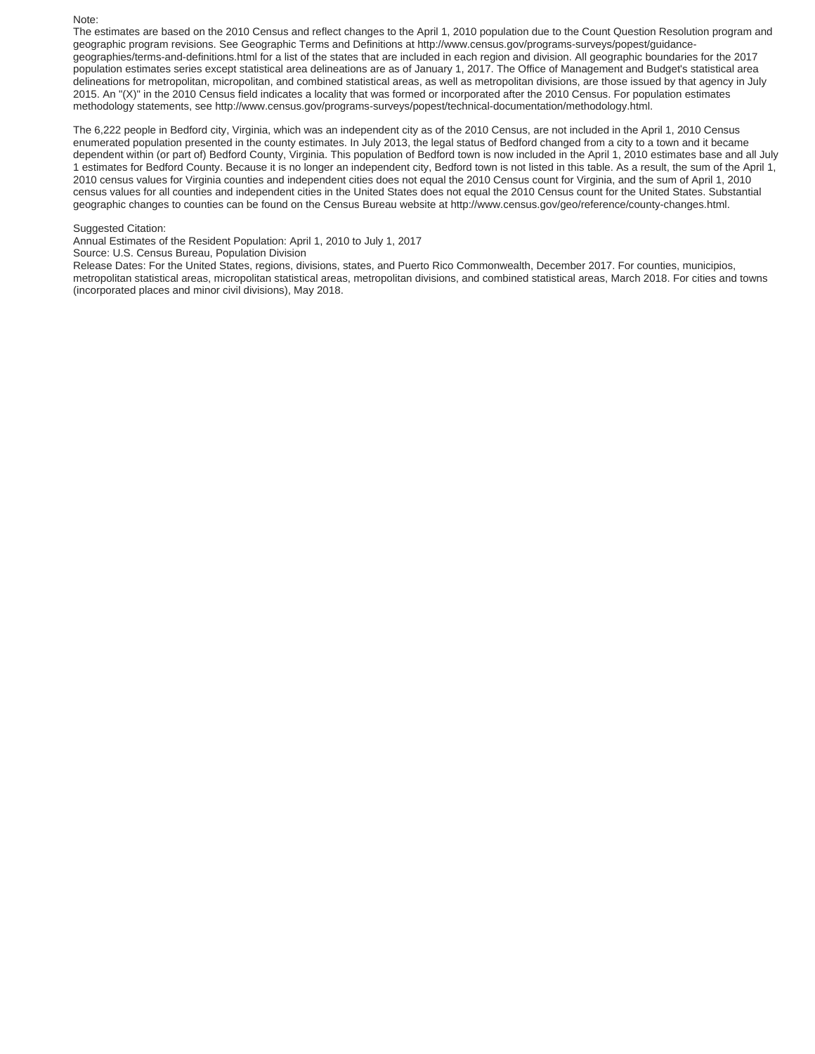Note:
The estimates are based on the 2010 Census and reflect changes to the April 1, 2010 population due to the Count Question Resolution program and geographic program revisions. See Geographic Terms and Definitions at http://www.census.gov/programs-surveys/popest/guidance-geographies/terms-and-definitions.html for a list of the states that are included in each region and division. All geographic boundaries for the 2017 population estimates series except statistical area delineations are as of January 1, 2017. The Office of Management and Budget's statistical area delineations for metropolitan, micropolitan, and combined statistical areas, as well as metropolitan divisions, are those issued by that agency in July 2015. An "(X)" in the 2010 Census field indicates a locality that was formed or incorporated after the 2010 Census. For population estimates methodology statements, see http://www.census.gov/programs-surveys/popest/technical-documentation/methodology.html.

The 6,222 people in Bedford city, Virginia, which was an independent city as of the 2010 Census, are not included in the April 1, 2010 Census enumerated population presented in the county estimates. In July 2013, the legal status of Bedford changed from a city to a town and it became dependent within (or part of) Bedford County, Virginia. This population of Bedford town is now included in the April 1, 2010 estimates base and all July 1 estimates for Bedford County. Because it is no longer an independent city, Bedford town is not listed in this table. As a result, the sum of the April 1, 2010 census values for Virginia counties and independent cities does not equal the 2010 Census count for Virginia, and the sum of April 1, 2010 census values for all counties and independent cities in the United States does not equal the 2010 Census count for the United States. Substantial geographic changes to counties can be found on the Census Bureau website at http://www.census.gov/geo/reference/county-changes.html.

Suggested Citation:
Annual Estimates of the Resident Population: April 1, 2010 to July 1, 2017
Source: U.S. Census Bureau, Population Division
Release Dates: For the United States, regions, divisions, states, and Puerto Rico Commonwealth, December 2017. For counties, municipios, metropolitan statistical areas, micropolitan statistical areas, metropolitan divisions, and combined statistical areas, March 2018. For cities and towns (incorporated places and minor civil divisions), May 2018.